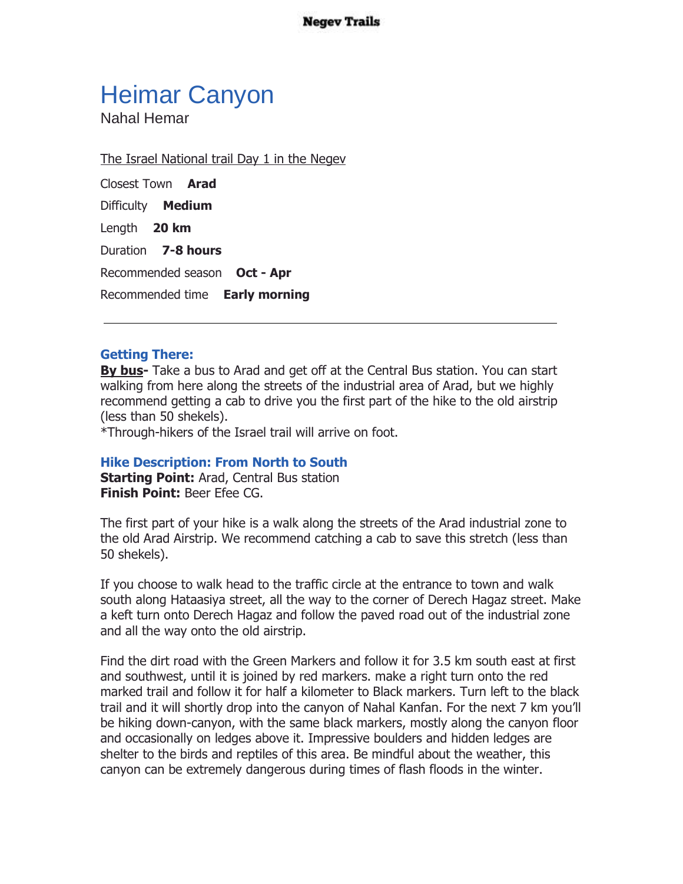# Heimar Canyon

Nahal Hemar

The Israel National trail Day 1 in the Negev

Closest Town **Arad**

Difficulty **Medium**

Length **20 km**

Duration **7-8 hours**

Recommended season **Oct - Apr**

Recommended time **Early morning**

---

### Getting There:

**By bus-** Take a bus to Arad and get off at the Central Bus station. You can start walking from here along the streets of the industrial area of Arad, but we highly recommend getting a cab to drive you the first part of the hike to the old airstrip (less than 50 shekels).

*Through-hikers of the Israel trail will arrive on foot.

### Hike Description: From North to South

**Starting Point:** Arad, Central Bus station
**Finish Point:** Beer Efee CG.

The first part of your hike is a walk along the streets of the Arad industrial zone to the old Arad Airstrip. We recommend catching a cab to save this stretch (less than 50 shekels).

If you choose to walk head to the traffic circle at the entrance to town and walk south along Hataasiya street, all the way to the corner of Derech Hagaz street. Make a keft turn onto Derech Hagaz and follow the paved road out of the industrial zone and all the way onto the old airstrip.

Find the dirt road with the Green Markers and follow it for 3.5 km south east at first and southwest, until it is joined by red markers. make a right turn onto the red marked trail and follow it for half a kilometer to Black markers. Turn left to the black trail and it will shortly drop into the canyon of Nahal Kanfan. For the next 7 km you'll be hiking down-canyon, with the same black markers, mostly along the canyon floor and occasionally on ledges above it. Impressive boulders and hidden ledges are shelter to the birds and reptiles of this area. Be mindful about the weather, this canyon can be extremely dangerous during times of flash floods in the winter.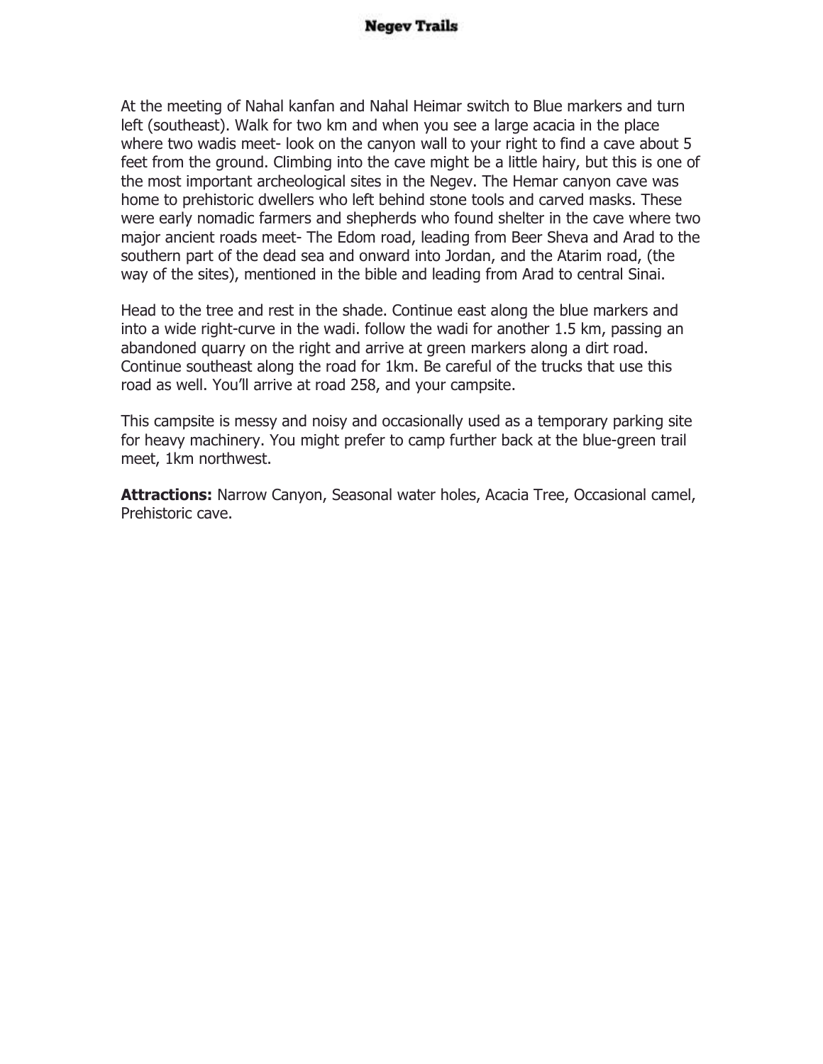At the meeting of Nahal kanfan and Nahal Heimar switch to Blue markers and turn left (southeast). Walk for two km and when you see a large acacia in the place where two wadis meet- look on the canyon wall to your right to find a cave about 5 feet from the ground. Climbing into the cave might be a little hairy, but this is one of the most important archeological sites in the Negev. The Hemar canyon cave was home to prehistoric dwellers who left behind stone tools and carved masks. These were early nomadic farmers and shepherds who found shelter in the cave where two major ancient roads meet- The Edom road, leading from Beer Sheva and Arad to the southern part of the dead sea and onward into Jordan, and the Atarim road, (the way of the sites), mentioned in the bible and leading from Arad to central Sinai.

Head to the tree and rest in the shade. Continue east along the blue markers and into a wide right-curve in the wadi. follow the wadi for another 1.5 km, passing an abandoned quarry on the right and arrive at green markers along a dirt road. Continue southeast along the road for 1km. Be careful of the trucks that use this road as well. You'll arrive at road 258, and your campsite.

This campsite is messy and noisy and occasionally used as a temporary parking site for heavy machinery. You might prefer to camp further back at the blue-green trail meet, 1km northwest.

**Attractions:** Narrow Canyon, Seasonal water holes, Acacia Tree, Occasional camel, Prehistoric cave.